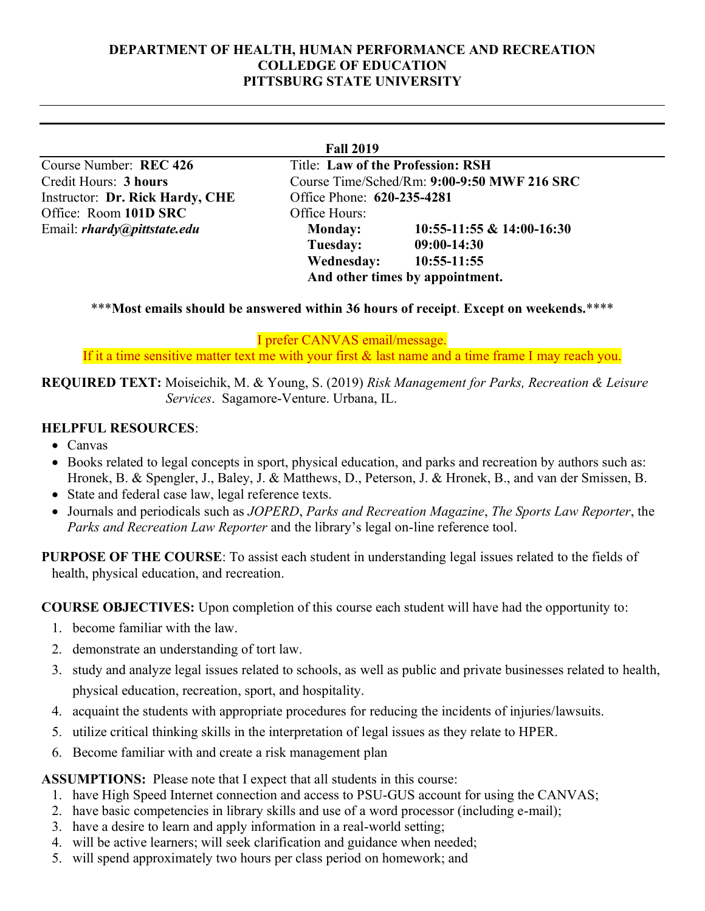**DEPARTMENT OF HEALTH, HUMAN PERFORMANCE AND RECREATION**
**COLLEGE OF EDUCATION**
**PITTSBURG STATE UNIVERSITY**

---

**Fall 2019**

| | |
|---|---|
| Course Number: **REC 426** | Title: **Law of the Profession: RSH** |
| Credit Hours: **3 hours** | Course Time/Sched/Rm: **9:00-9:50 MWF 216 SRC** |
| Instructor: **Dr. Rick Hardy, CHE** | Office Phone: **620-235-4281** |
| Office: Room **101D SRC** | Office Hours: |
| Email: ***rhardy@pittstate.edu*** | **Monday:** **10:55-11:55 & 14:00-16:30** |
| | **Tuesday:** **09:00-14:30** |
| | **Wednesday:** **10:55-11:55** |
| | **And other times by appointment.** |

***__**Most emails should be answered within 36 hours of receipt**. **Except on weekends.**__****

I prefer CANVAS email/message.
If it a time sensitive matter text me with your first & last name and a time frame I may reach you.

**REQUIRED TEXT:** Moiseichik, M. & Young, S. (2019) *Risk Management for Parks, Recreation & Leisure Services*. Sagamore-Venture. Urbana, IL.

**HELPFUL RESOURCES**:

- Canvas
- Books related to legal concepts in sport, physical education, and parks and recreation by authors such as: Hronek, B. & Spengler, J., Baley, J. & Matthews, D., Peterson, J. & Hronek, B., and van der Smissen, B.
- State and federal case law, legal reference texts.
- Journals and periodicals such as *JOPERD*, *Parks and Recreation Magazine*, *The Sports Law Reporter*, the *Parks and Recreation Law Reporter* and the library's legal on-line reference tool.

**PURPOSE OF THE COURSE**: To assist each student in understanding legal issues related to the fields of health, physical education, and recreation.

**COURSE OBJECTIVES:** Upon completion of this course each student will have had the opportunity to:

1. become familiar with the law.
2. demonstrate an understanding of tort law.
3. study and analyze legal issues related to schools, as well as public and private businesses related to health, physical education, recreation, sport, and hospitality.
4. acquaint the students with appropriate procedures for reducing the incidents of injuries/lawsuits.
5. utilize critical thinking skills in the interpretation of legal issues as they relate to HPER.
6. Become familiar with and create a risk management plan

**ASSUMPTIONS:** Please note that I expect that all students in this course:

1. have High Speed Internet connection and access to PSU-GUS account for using the CANVAS;
2. have basic competencies in library skills and use of a word processor (including e-mail);
3. have a desire to learn and apply information in a real-world setting;
4. will be active learners; will seek clarification and guidance when needed;
5. will spend approximately two hours per class period on homework; and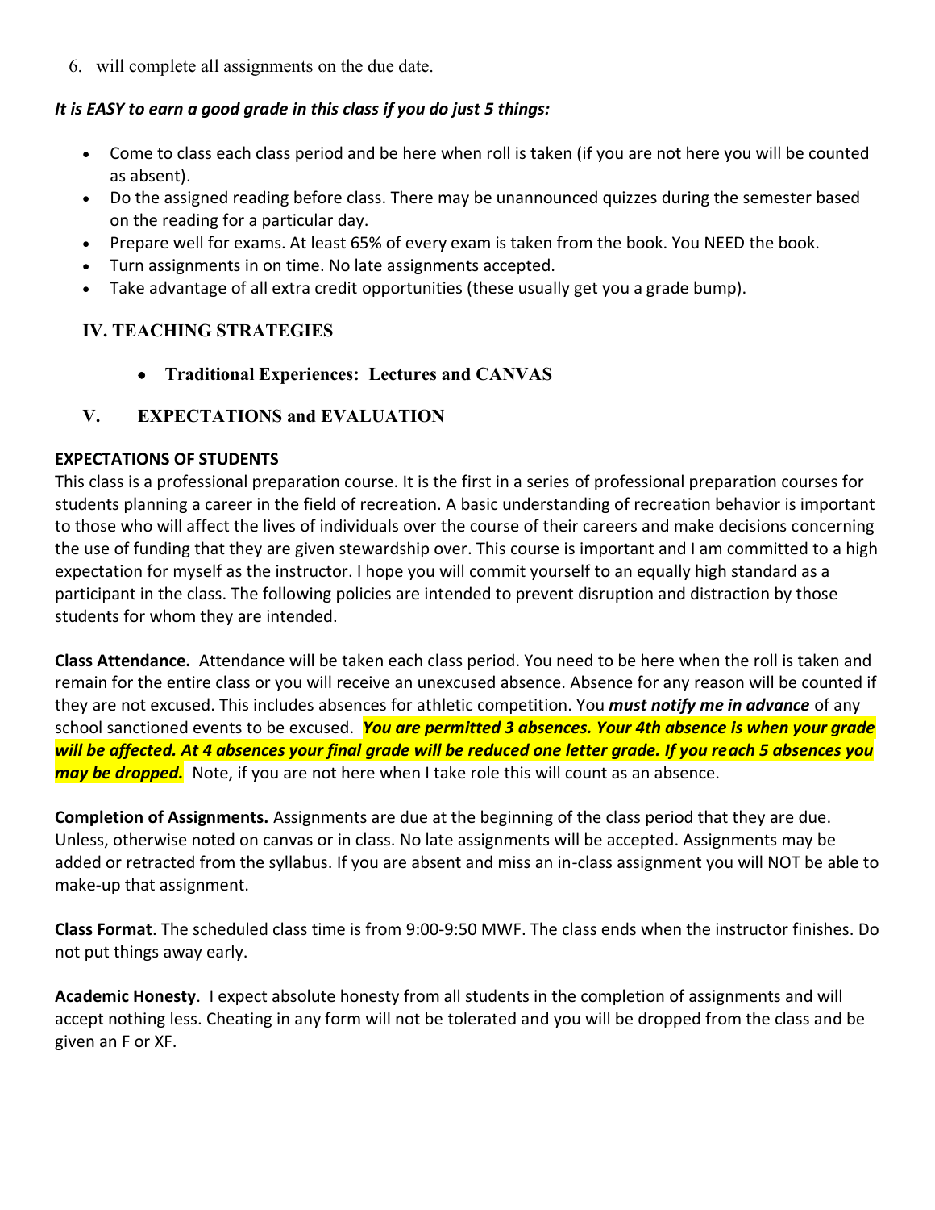6. will complete all assignments on the due date.

***It is EASY to earn a good grade in this class if you do just 5 things:***

- Come to class each class period and be here when roll is taken (if you are not here you will be counted as absent).
- Do the assigned reading before class. There may be unannounced quizzes during the semester based on the reading for a particular day.
- Prepare well for exams. At least 65% of every exam is taken from the book. You NEED the book.
- Turn assignments in on time. No late assignments accepted.
- Take advantage of all extra credit opportunities (these usually get you a grade bump).

## IV. TEACHING STRATEGIES

- **Traditional Experiences: Lectures and CANVAS**

## V. EXPECTATIONS and EVALUATION

**EXPECTATIONS OF STUDENTS**

This class is a professional preparation course. It is the first in a series of professional preparation courses for students planning a career in the field of recreation. A basic understanding of recreation behavior is important to those who will affect the lives of individuals over the course of their careers and make decisions concerning the use of funding that they are given stewardship over. This course is important and I am committed to a high expectation for myself as the instructor. I hope you will commit yourself to an equally high standard as a participant in the class. The following policies are intended to prevent disruption and distraction by those students for whom they are intended.

**Class Attendance.** Attendance will be taken each class period. You need to be here when the roll is taken and remain for the entire class or you will receive an unexcused absence. Absence for any reason will be counted if they are not excused. This includes absences for athletic competition. You ***must notify me in advance*** of any school sanctioned events to be excused. ***You are permitted 3 absences. Your 4th absence is when your grade will be affected. At 4 absences your final grade will be reduced one letter grade. If you reach 5 absences you may be dropped.*** Note, if you are not here when I take role this will count as an absence.

**Completion of Assignments.** Assignments are due at the beginning of the class period that they are due. Unless, otherwise noted on canvas or in class. No late assignments will be accepted. Assignments may be added or retracted from the syllabus. If you are absent and miss an in-class assignment you will NOT be able to make-up that assignment.

**Class Format**. The scheduled class time is from 9:00-9:50 MWF. The class ends when the instructor finishes. Do not put things away early.

**Academic Honesty**. I expect absolute honesty from all students in the completion of assignments and will accept nothing less. Cheating in any form will not be tolerated and you will be dropped from the class and be given an F or XF.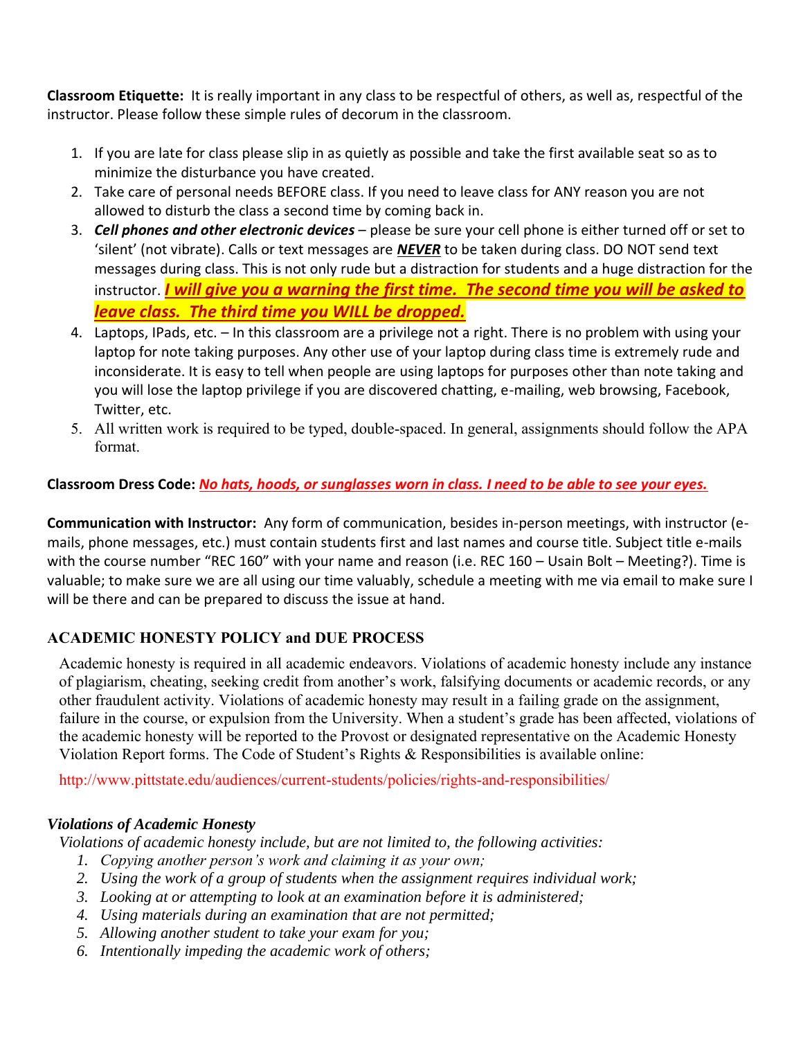**Classroom Etiquette:** It is really important in any class to be respectful of others, as well as, respectful of the instructor. Please follow these simple rules of decorum in the classroom.

1. If you are late for class please slip in as quietly as possible and take the first available seat so as to minimize the disturbance you have created.
2. Take care of personal needs BEFORE class. If you need to leave class for ANY reason you are not allowed to disturb the class a second time by coming back in.
3. ***Cell phones and other electronic devices*** – please be sure your cell phone is either turned off or set to 'silent' (not vibrate). Calls or text messages are ***NEVER*** to be taken during class. DO NOT send text messages during class. This is not only rude but a distraction for students and a huge distraction for the instructor. ***I will give you a warning the first time. The second time you will be asked to leave class. The third time you WILL be dropped.***
4. Laptops, IPads, etc. – In this classroom are a privilege not a right. There is no problem with using your laptop for note taking purposes. Any other use of your laptop during class time is extremely rude and inconsiderate. It is easy to tell when people are using laptops for purposes other than note taking and you will lose the laptop privilege if you are discovered chatting, e-mailing, web browsing, Facebook, Twitter, etc.
5. All written work is required to be typed, double-spaced. In general, assignments should follow the APA format.

**Classroom Dress Code:** ***No hats, hoods, or sunglasses worn in class. I need to be able to see your eyes.***

**Communication with Instructor:** Any form of communication, besides in-person meetings, with instructor (e-mails, phone messages, etc.) must contain students first and last names and course title. Subject title e-mails with the course number "REC 160" with your name and reason (i.e. REC 160 – Usain Bolt – Meeting?). Time is valuable; to make sure we are all using our time valuably, schedule a meeting with me via email to make sure I will be there and can be prepared to discuss the issue at hand.

## ACADEMIC HONESTY POLICY and DUE PROCESS

Academic honesty is required in all academic endeavors. Violations of academic honesty include any instance of plagiarism, cheating, seeking credit from another's work, falsifying documents or academic records, or any other fraudulent activity. Violations of academic honesty may result in a failing grade on the assignment, failure in the course, or expulsion from the University. When a student's grade has been affected, violations of the academic honesty will be reported to the Provost or designated representative on the Academic Honesty Violation Report forms. The Code of Student's Rights & Responsibilities is available online:

http://www.pittstate.edu/audiences/current-students/policies/rights-and-responsibilities/

### *Violations of Academic Honesty*

*Violations of academic honesty include, but are not limited to, the following activities:*

1. *Copying another person's work and claiming it as your own;*
2. *Using the work of a group of students when the assignment requires individual work;*
3. *Looking at or attempting to look at an examination before it is administered;*
4. *Using materials during an examination that are not permitted;*
5. *Allowing another student to take your exam for you;*
6. *Intentionally impeding the academic work of others;*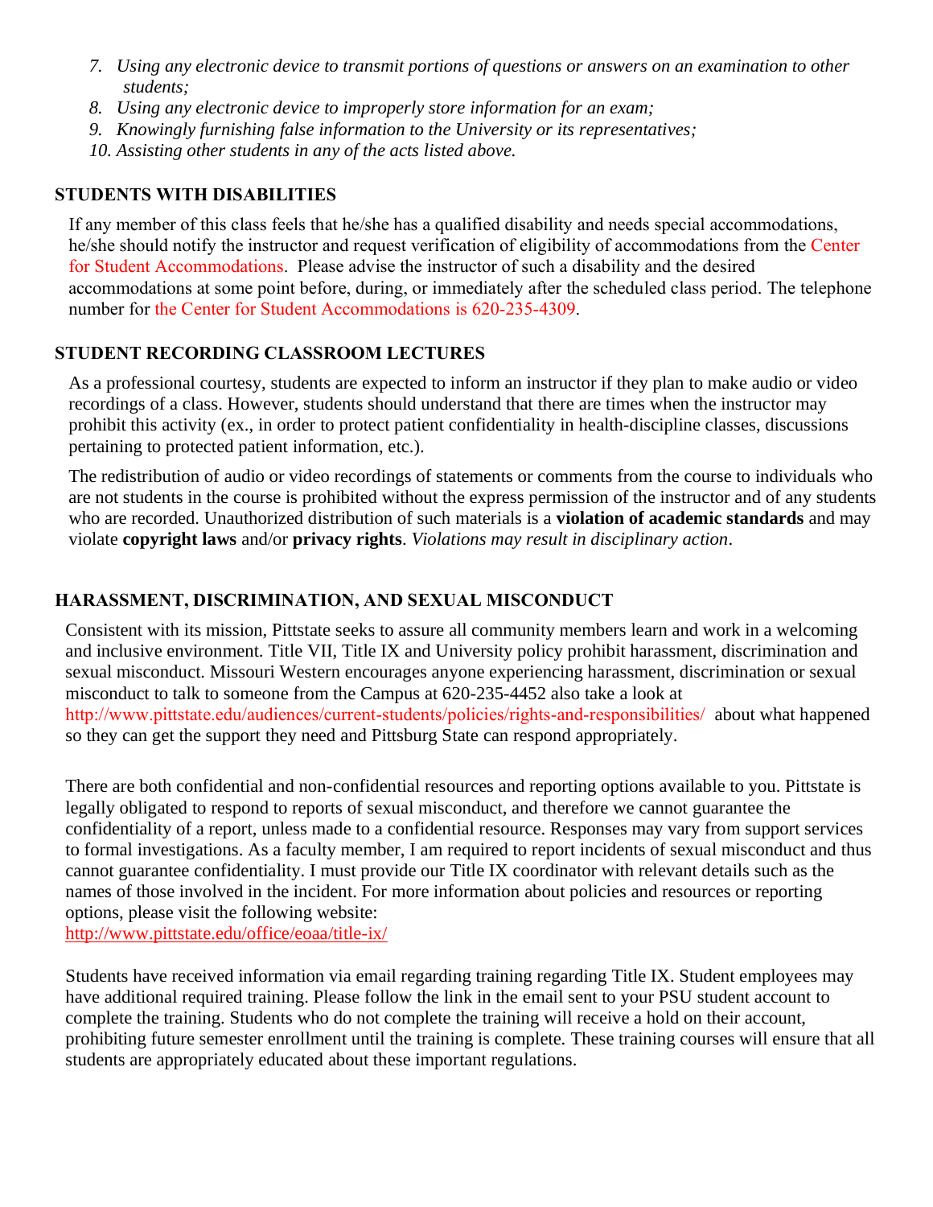7. *Using any electronic device to transmit portions of questions or answers on an examination to other students;*
8. *Using any electronic device to improperly store information for an exam;*
9. *Knowingly furnishing false information to the University or its representatives;*
10. *Assisting other students in any of the acts listed above.*

## STUDENTS WITH DISABILITIES

If any member of this class feels that he/she has a qualified disability and needs special accommodations, he/she should notify the instructor and request verification of eligibility of accommodations from the Center for Student Accommodations. Please advise the instructor of such a disability and the desired accommodations at some point before, during, or immediately after the scheduled class period. The telephone number for the Center for Student Accommodations is 620-235-4309.

## STUDENT RECORDING CLASSROOM LECTURES

As a professional courtesy, students are expected to inform an instructor if they plan to make audio or video recordings of a class. However, students should understand that there are times when the instructor may prohibit this activity (ex., in order to protect patient confidentiality in health-discipline classes, discussions pertaining to protected patient information, etc.).

The redistribution of audio or video recordings of statements or comments from the course to individuals who are not students in the course is prohibited without the express permission of the instructor and of any students who are recorded. Unauthorized distribution of such materials is a **violation of academic standards** and may violate **copyright laws** and/or **privacy rights**. *Violations may result in disciplinary action*.

## HARASSMENT, DISCRIMINATION, AND SEXUAL MISCONDUCT

Consistent with its mission, Pittstate seeks to assure all community members learn and work in a welcoming and inclusive environment. Title VII, Title IX and University policy prohibit harassment, discrimination and sexual misconduct. Missouri Western encourages anyone experiencing harassment, discrimination or sexual misconduct to talk to someone from the Campus at 620-235-4452 also take a look at http://www.pittstate.edu/audiences/current-students/policies/rights-and-responsibilities/ about what happened so they can get the support they need and Pittsburg State can respond appropriately.

There are both confidential and non-confidential resources and reporting options available to you. Pittstate is legally obligated to respond to reports of sexual misconduct, and therefore we cannot guarantee the confidentiality of a report, unless made to a confidential resource. Responses may vary from support services to formal investigations. As a faculty member, I am required to report incidents of sexual misconduct and thus cannot guarantee confidentiality. I must provide our Title IX coordinator with relevant details such as the names of those involved in the incident. For more information about policies and resources or reporting options, please visit the following website:
http://www.pittstate.edu/office/eoaa/title-ix/

Students have received information via email regarding training regarding Title IX. Student employees may have additional required training. Please follow the link in the email sent to your PSU student account to complete the training. Students who do not complete the training will receive a hold on their account, prohibiting future semester enrollment until the training is complete. These training courses will ensure that all students are appropriately educated about these important regulations.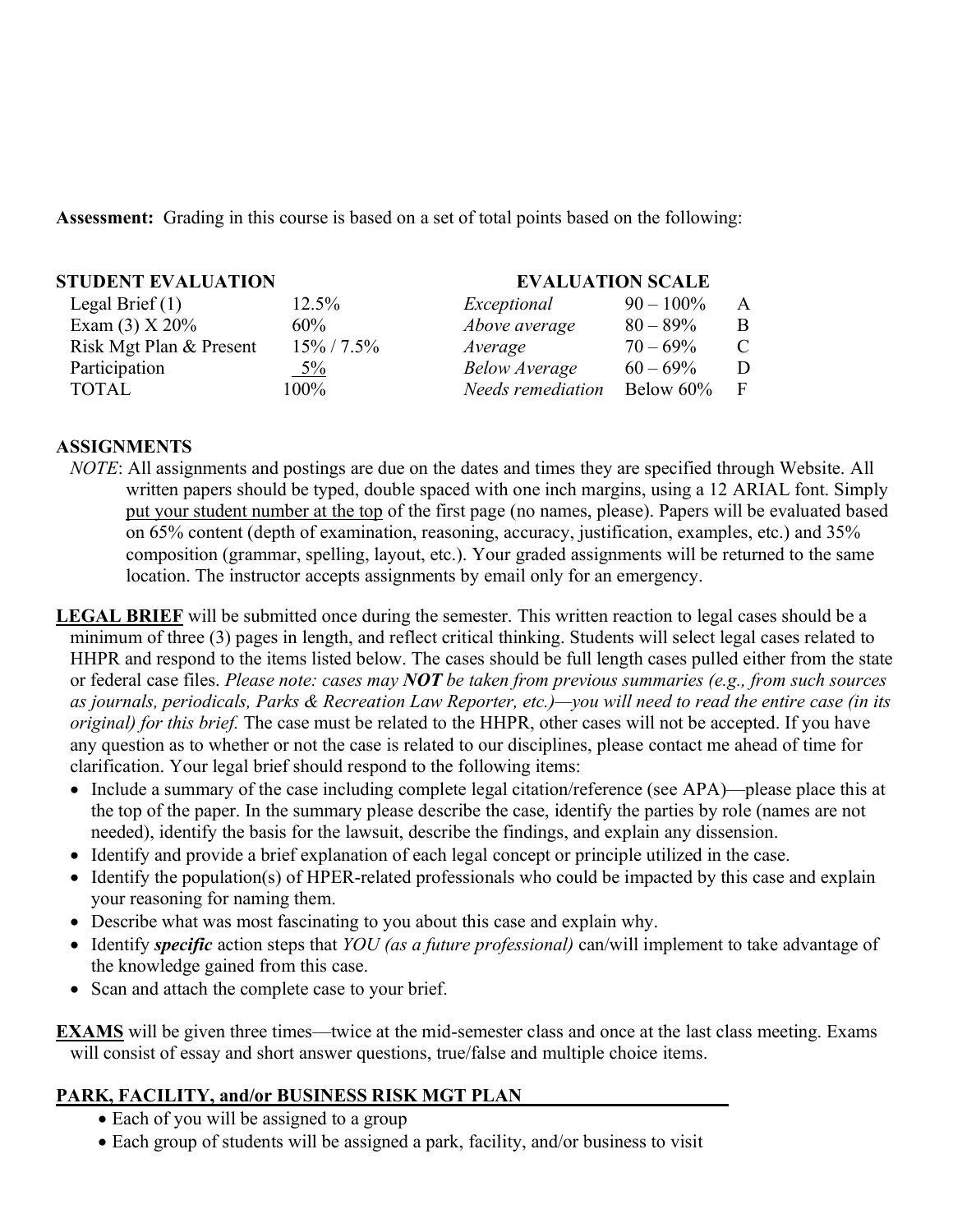**Assessment:** Grading in this course is based on a set of total points based on the following:

| **STUDENT EVALUATION** | | **EVALUATION SCALE** | | |
|---|---|---|---|---|
| Legal Brief (1) | 12.5% | *Exceptional* | 90 – 100% | A |
| Exam (3) X 20% | 60% | *Above average* | 80 – 89% | B |
| Risk Mgt Plan & Present | 15% / 7.5% | *Average* | 70 – 69% | C |
| Participation | 5% | *Below Average* | 60 – 69% | D |
| TOTAL | 100% | *Needs remediation* | Below 60% | F |

## ASSIGNMENTS

*NOTE*: All assignments and postings are due on the dates and times they are specified through Website. All written papers should be typed, double spaced with one inch margins, using a 12 ARIAL font. Simply put your student number at the top of the first page (no names, please). Papers will be evaluated based on 65% content (depth of examination, reasoning, accuracy, justification, examples, etc.) and 35% composition (grammar, spelling, layout, etc.). Your graded assignments will be returned to the same location. The instructor accepts assignments by email only for an emergency.

**LEGAL BRIEF** will be submitted once during the semester. This written reaction to legal cases should be a minimum of three (3) pages in length, and reflect critical thinking. Students will select legal cases related to HHPR and respond to the items listed below. The cases should be full length cases pulled either from the state or federal case files. *Please note: cases may **NOT** be taken from previous summaries (e.g., from such sources as journals, periodicals, Parks & Recreation Law Reporter, etc.)—you will need to read the entire case (in its original) for this brief.* The case must be related to the HHPR, other cases will not be accepted. If you have any question as to whether or not the case is related to our disciplines, please contact me ahead of time for clarification. Your legal brief should respond to the following items:

- Include a summary of the case including complete legal citation/reference (see APA)—please place this at the top of the paper. In the summary please describe the case, identify the parties by role (names are not needed), identify the basis for the lawsuit, describe the findings, and explain any dissension.
- Identify and provide a brief explanation of each legal concept or principle utilized in the case.
- Identify the population(s) of HPER-related professionals who could be impacted by this case and explain your reasoning for naming them.
- Describe what was most fascinating to you about this case and explain why.
- Identify ***specific*** action steps that *YOU (as a future professional)* can/will implement to take advantage of the knowledge gained from this case.
- Scan and attach the complete case to your brief.

**EXAMS** will be given three times—twice at the mid-semester class and once at the last class meeting. Exams will consist of essay and short answer questions, true/false and multiple choice items.

## PARK, FACILITY, and/or BUSINESS RISK MGT PLAN

- Each of you will be assigned to a group
- Each group of students will be assigned a park, facility, and/or business to visit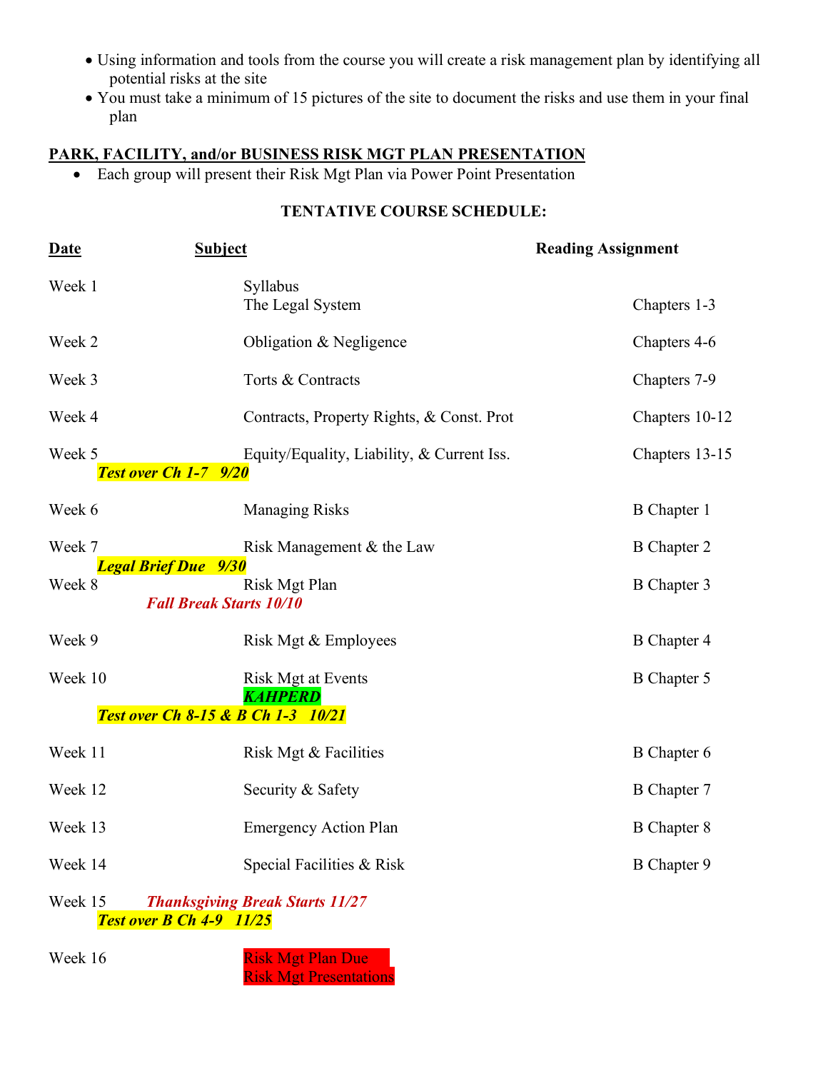- Using information and tools from the course you will create a risk management plan by identifying all potential risks at the site
- You must take a minimum of 15 pictures of the site to document the risks and use them in your final plan

**PARK, FACILITY, and/or BUSINESS RISK MGT PLAN PRESENTATION**

- Each group will present their Risk Mgt Plan via Power Point Presentation

**TENTATIVE COURSE SCHEDULE:**

| Date | Subject | Reading Assignment |
|---|---|---|
| Week 1 | Syllabus<br>The Legal System | Chapters 1-3 |
| Week 2 | Obligation & Negligence | Chapters 4-6 |
| Week 3 | Torts & Contracts | Chapters 7-9 |
| Week 4 | Contracts, Property Rights, & Const. Prot | Chapters 10-12 |
| Week 5 | Equity/Equality, Liability, & Current Iss. | Chapters 13-15 |
| ***Test over Ch 1-7 9/20*** | | |
| Week 6 | Managing Risks | B Chapter 1 |
| Week 7 | Risk Management & the Law | B Chapter 2 |
| ***Legal Brief Due 9/30*** | | |
| Week 8 | Risk Mgt Plan | B Chapter 3 |
| ***Fall Break Starts 10/10*** | | |
| Week 9 | Risk Mgt & Employees | B Chapter 4 |
| Week 10 | Risk Mgt at Events<br>***KAHPERD*** | B Chapter 5 |
| ***Test over Ch 8-15 & B Ch 1-3 10/21*** | | |
| Week 11 | Risk Mgt & Facilities | B Chapter 6 |
| Week 12 | Security & Safety | B Chapter 7 |
| Week 13 | Emergency Action Plan | B Chapter 8 |
| Week 14 | Special Facilities & Risk | B Chapter 9 |
| Week 15 ***Thanksgiving Break Starts 11/27*** | | |
| ***Test over B Ch 4-9 11/25*** | | |
| Week 16 | Risk Mgt Plan Due<br>Risk Mgt Presentations | |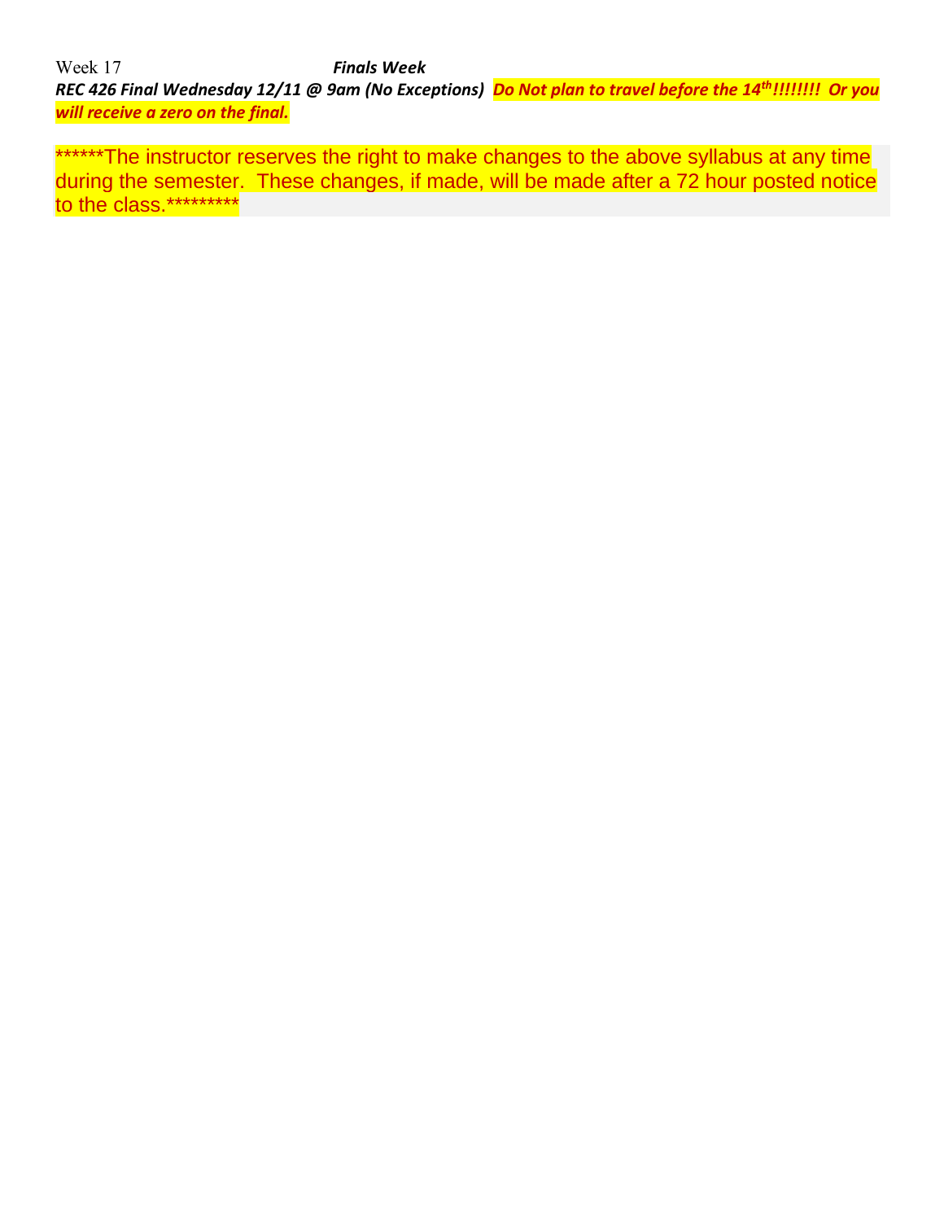Week 17 ***Finals Week***

***REC 426 Final Wednesday 12/11 @ 9am (No Exceptions)*** ***Do Not plan to travel before the 14th!!!!!!!! Or you will receive a zero on the final.***

******The instructor reserves the right to make changes to the above syllabus at any time during the semester. These changes, if made, will be made after a 72 hour posted notice to the class.*********